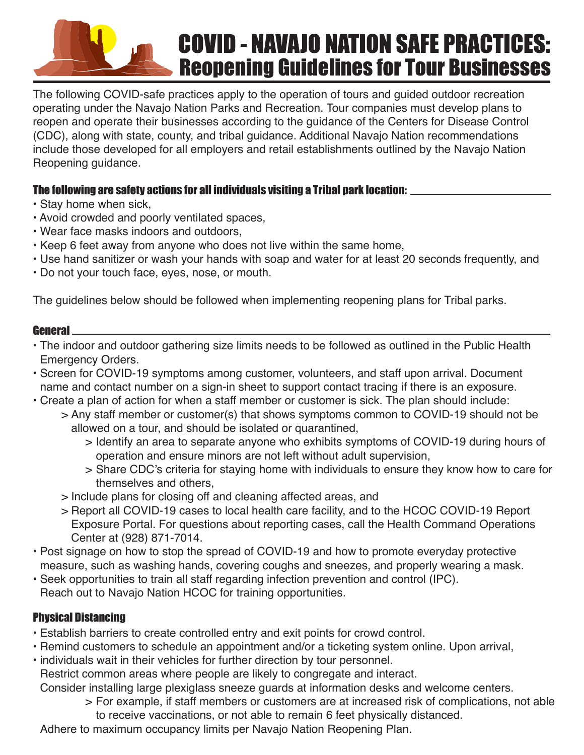# COVID - NAVAJO NATION SAFE PRACTICES:
## Reopening Guidelines for Tour Businesses

The following COVID-safe practices apply to the operation of tours and guided outdoor recreation operating under the Navajo Nation Parks and Recreation. Tour companies must develop plans to reopen and operate their businesses according to the guidance of the Centers for Disease Control (CDC), along with state, county, and tribal guidance. Additional Navajo Nation recommendations include those developed for all employers and retail establishments outlined by the Navajo Nation Reopening guidance.

### The following are safety actions for all individuals visiting a Tribal park location:

- Stay home when sick,
- Avoid crowded and poorly ventilated spaces,
- Wear face masks indoors and outdoors,
- Keep 6 feet away from anyone who does not live within the same home,
- Use hand sanitizer or wash your hands with soap and water for at least 20 seconds frequently, and
- Do not your touch face, eyes, nose, or mouth.

The guidelines below should be followed when implementing reopening plans for Tribal parks.

### General

- The indoor and outdoor gathering size limits needs to be followed as outlined in the Public Health Emergency Orders.
- Screen for COVID-19 symptoms among customer, volunteers, and staff upon arrival. Document name and contact number on a sign-in sheet to support contact tracing if there is an exposure.
- Create a plan of action for when a staff member or customer is sick. The plan should include:
  - > Any staff member or customer(s) that shows symptoms common to COVID-19 should not be allowed on a tour, and should be isolated or quarantined,
    - > Identify an area to separate anyone who exhibits symptoms of COVID-19 during hours of operation and ensure minors are not left without adult supervision,
    - > Share CDC's criteria for staying home with individuals to ensure they know how to care for themselves and others,
  - > Include plans for closing off and cleaning affected areas, and
  - > Report all COVID-19 cases to local health care facility, and to the HCOC COVID-19 Report Exposure Portal. For questions about reporting cases, call the Health Command Operations Center at (928) 871-7014.
- Post signage on how to stop the spread of COVID-19 and how to promote everyday protective measure, such as washing hands, covering coughs and sneezes, and properly wearing a mask.
- Seek opportunities to train all staff regarding infection prevention and control (IPC). Reach out to Navajo Nation HCOC for training opportunities.

### Physical Distancing

- Establish barriers to create controlled entry and exit points for crowd control.
- Remind customers to schedule an appointment and/or a ticketing system online. Upon arrival,
- individuals wait in their vehicles for further direction by tour personnel.
  Restrict common areas where people are likely to congregate and interact.
  Consider installing large plexiglass sneeze guards at information desks and welcome centers.
    - > For example, if staff members or customers are at increased risk of complications, not able to receive vaccinations, or not able to remain 6 feet physically distanced.

  Adhere to maximum occupancy limits per Navajo Nation Reopening Plan.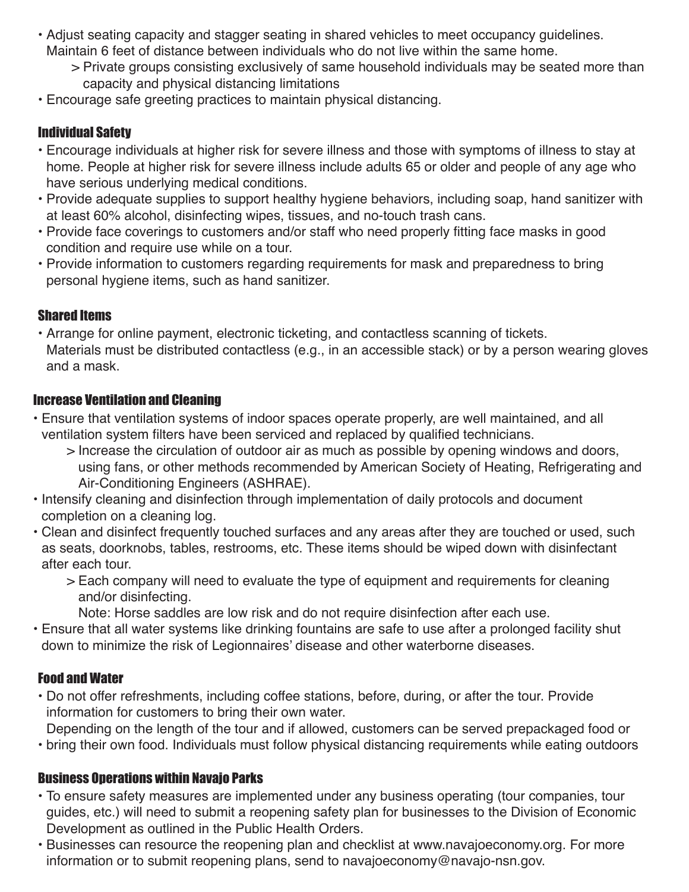- Adjust seating capacity and stagger seating in shared vehicles to meet occupancy guidelines. Maintain 6 feet of distance between individuals who do not live within the same home.
  - Private groups consisting exclusively of same household individuals may be seated more than capacity and physical distancing limitations
- Encourage safe greeting practices to maintain physical distancing.

### Individual Safety

- Encourage individuals at higher risk for severe illness and those with symptoms of illness to stay at home. People at higher risk for severe illness include adults 65 or older and people of any age who have serious underlying medical conditions.
- Provide adequate supplies to support healthy hygiene behaviors, including soap, hand sanitizer with at least 60% alcohol, disinfecting wipes, tissues, and no-touch trash cans.
- Provide face coverings to customers and/or staff who need properly fitting face masks in good condition and require use while on a tour.
- Provide information to customers regarding requirements for mask and preparedness to bring personal hygiene items, such as hand sanitizer.

### Shared Items

- Arrange for online payment, electronic ticketing, and contactless scanning of tickets. Materials must be distributed contactless (e.g., in an accessible stack) or by a person wearing gloves and a mask.

## Increase Ventilation and Cleaning

- Ensure that ventilation systems of indoor spaces operate properly, are well maintained, and all ventilation system filters have been serviced and replaced by qualified technicians.
  - Increase the circulation of outdoor air as much as possible by opening windows and doors, using fans, or other methods recommended by American Society of Heating, Refrigerating and Air-Conditioning Engineers (ASHRAE).
- Intensify cleaning and disinfection through implementation of daily protocols and document completion on a cleaning log.
- Clean and disinfect frequently touched surfaces and any areas after they are touched or used, such as seats, doorknobs, tables, restrooms, etc. These items should be wiped down with disinfectant after each tour.
  - Each company will need to evaluate the type of equipment and requirements for cleaning and/or disinfecting.
    Note: Horse saddles are low risk and do not require disinfection after each use.
- Ensure that all water systems like drinking fountains are safe to use after a prolonged facility shut down to minimize the risk of Legionnaires' disease and other waterborne diseases.

### Food and Water

- Do not offer refreshments, including coffee stations, before, during, or after the tour. Provide information for customers to bring their own water.
  Depending on the length of the tour and if allowed, customers can be served prepackaged food or
- bring their own food. Individuals must follow physical distancing requirements while eating outdoors

### Business Operations within Navajo Parks

- To ensure safety measures are implemented under any business operating (tour companies, tour guides, etc.) will need to submit a reopening safety plan for businesses to the Division of Economic Development as outlined in the Public Health Orders.
- Businesses can resource the reopening plan and checklist at www.navajoeconomy.org. For more information or to submit reopening plans, send to navajoeconomy@navajo-nsn.gov.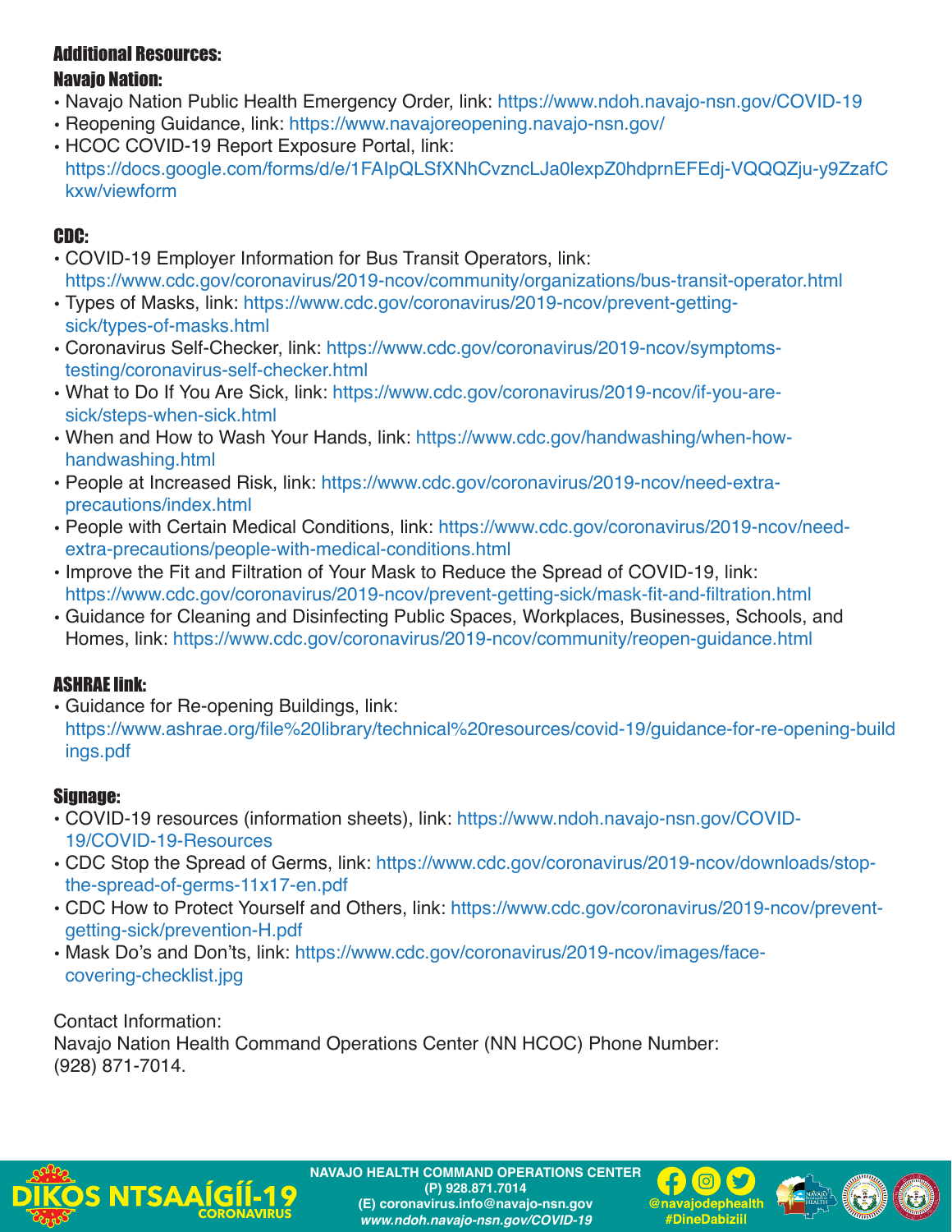## Additional Resources:

### Navajo Nation:

- Navajo Nation Public Health Emergency Order, link: https://www.ndoh.navajo-nsn.gov/COVID-19
- Reopening Guidance, link: https://www.navajoreopening.navajo-nsn.gov/
- HCOC COVID-19 Report Exposure Portal, link: https://docs.google.com/forms/d/e/1FAIpQLSfXNhCvzncLJa0lexpZ0hdprnEFEdj-VQQQZju-y9ZzafCkxw/viewform

### CDC:

- COVID-19 Employer Information for Bus Transit Operators, link: https://www.cdc.gov/coronavirus/2019-ncov/community/organizations/bus-transit-operator.html
- Types of Masks, link: https://www.cdc.gov/coronavirus/2019-ncov/prevent-getting-sick/types-of-masks.html
- Coronavirus Self-Checker, link: https://www.cdc.gov/coronavirus/2019-ncov/symptoms-testing/coronavirus-self-checker.html
- What to Do If You Are Sick, link: https://www.cdc.gov/coronavirus/2019-ncov/if-you-are-sick/steps-when-sick.html
- When and How to Wash Your Hands, link: https://www.cdc.gov/handwashing/when-how-handwashing.html
- People at Increased Risk, link: https://www.cdc.gov/coronavirus/2019-ncov/need-extra-precautions/index.html
- People with Certain Medical Conditions, link: https://www.cdc.gov/coronavirus/2019-ncov/need-extra-precautions/people-with-medical-conditions.html
- Improve the Fit and Filtration of Your Mask to Reduce the Spread of COVID-19, link: https://www.cdc.gov/coronavirus/2019-ncov/prevent-getting-sick/mask-fit-and-filtration.html
- Guidance for Cleaning and Disinfecting Public Spaces, Workplaces, Businesses, Schools, and Homes, link: https://www.cdc.gov/coronavirus/2019-ncov/community/reopen-guidance.html

### ASHRAE link:

- Guidance for Re-opening Buildings, link: https://www.ashrae.org/file%20library/technical%20resources/covid-19/guidance-for-re-opening-buildings.pdf

### Signage:

- COVID-19 resources (information sheets), link: https://www.ndoh.navajo-nsn.gov/COVID-19/COVID-19-Resources
- CDC Stop the Spread of Germs, link: https://www.cdc.gov/coronavirus/2019-ncov/downloads/stop-the-spread-of-germs-11x17-en.pdf
- CDC How to Protect Yourself and Others, link: https://www.cdc.gov/coronavirus/2019-ncov/prevent-getting-sick/prevention-H.pdf
- Mask Do's and Don'ts, link: https://www.cdc.gov/coronavirus/2019-ncov/images/face-covering-checklist.jpg

Contact Information:
Navajo Nation Health Command Operations Center (NN HCOC) Phone Number: (928) 871-7014.